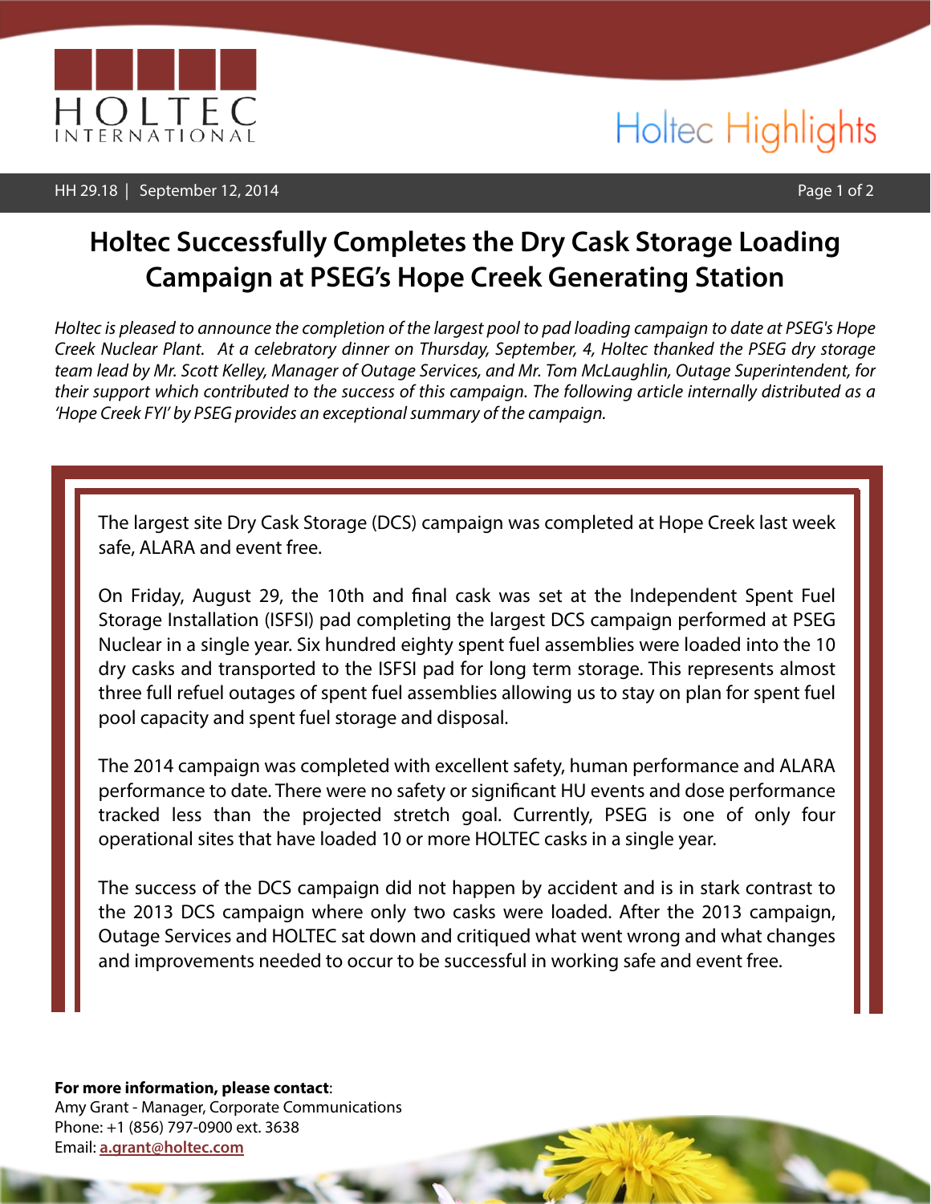# Holtec Successfully Completes the Dry Cask Storage Loading Campaign at PSEG's Hope Creek Generating Station

*Holtec is pleased to announce the completion of the largest pool to pad loading campaign to date at PSEG's Hope Creek Nuclear Plant. At a celebratory dinner on Thursday, September, 4, Holtec thanked the PSEG dry storage team lead by Mr. Scott Kelley, Manager of Outage Services, and Mr. Tom McLaughlin, Outage Superintendent, for their support which contributed to the success of this campaign. The following article internally distributed as a 'Hope Creek FYI' by PSEG provides an exceptional summary of the campaign.*

The largest site Dry Cask Storage (DCS) campaign was completed at Hope Creek last week safe, ALARA and event free.

On Friday, August 29, the 10th and final cask was set at the Independent Spent Fuel Storage Installation (ISFSI) pad completing the largest DCS campaign performed at PSEG Nuclear in a single year. Six hundred eighty spent fuel assemblies were loaded into the 10 dry casks and transported to the ISFSI pad for long term storage. This represents almost three full refuel outages of spent fuel assemblies allowing us to stay on plan for spent fuel pool capacity and spent fuel storage and disposal.

The 2014 campaign was completed with excellent safety, human performance and ALARA performance to date. There were no safety or significant HU events and dose performance tracked less than the projected stretch goal. Currently, PSEG is one of only four operational sites that have loaded 10 or more HOLTEC casks in a single year.

The success of the DCS campaign did not happen by accident and is in stark contrast to the 2013 DCS campaign where only two casks were loaded. After the 2013 campaign, Outage Services and HOLTEC sat down and critiqued what went wrong and what changes and improvements needed to occur to be successful in working safe and event free.

**For more information, please contact**:
Amy Grant - Manager, Corporate Communications
Phone: +1 (856) 797-0900 ext. 3638
Email: **a.grant@holtec.com**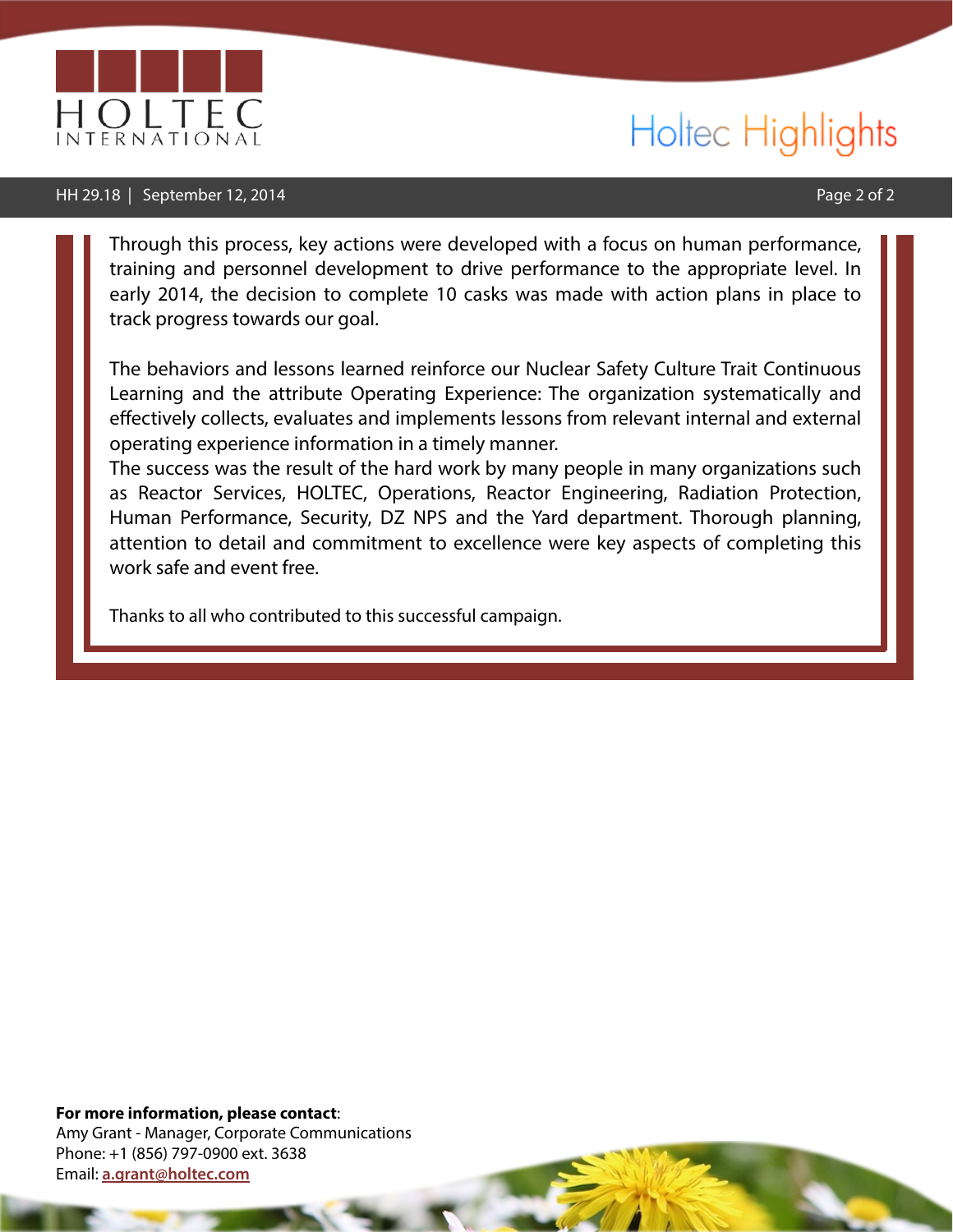Through this process, key actions were developed with a focus on human performance, training and personnel development to drive performance to the appropriate level. In early 2014, the decision to complete 10 casks was made with action plans in place to track progress towards our goal.

The behaviors and lessons learned reinforce our Nuclear Safety Culture Trait Continuous Learning and the attribute Operating Experience: The organization systematically and effectively collects, evaluates and implements lessons from relevant internal and external operating experience information in a timely manner.

The success was the result of the hard work by many people in many organizations such as Reactor Services, HOLTEC, Operations, Reactor Engineering, Radiation Protection, Human Performance, Security, DZ NPS and the Yard department. Thorough planning, attention to detail and commitment to excellence were key aspects of completing this work safe and event free.

Thanks to all who contributed to this successful campaign.

**For more information, please contact**:
Amy Grant - Manager, Corporate Communications
Phone: +1 (856) 797-0900 ext. 3638
Email: **a.grant@holtec.com**